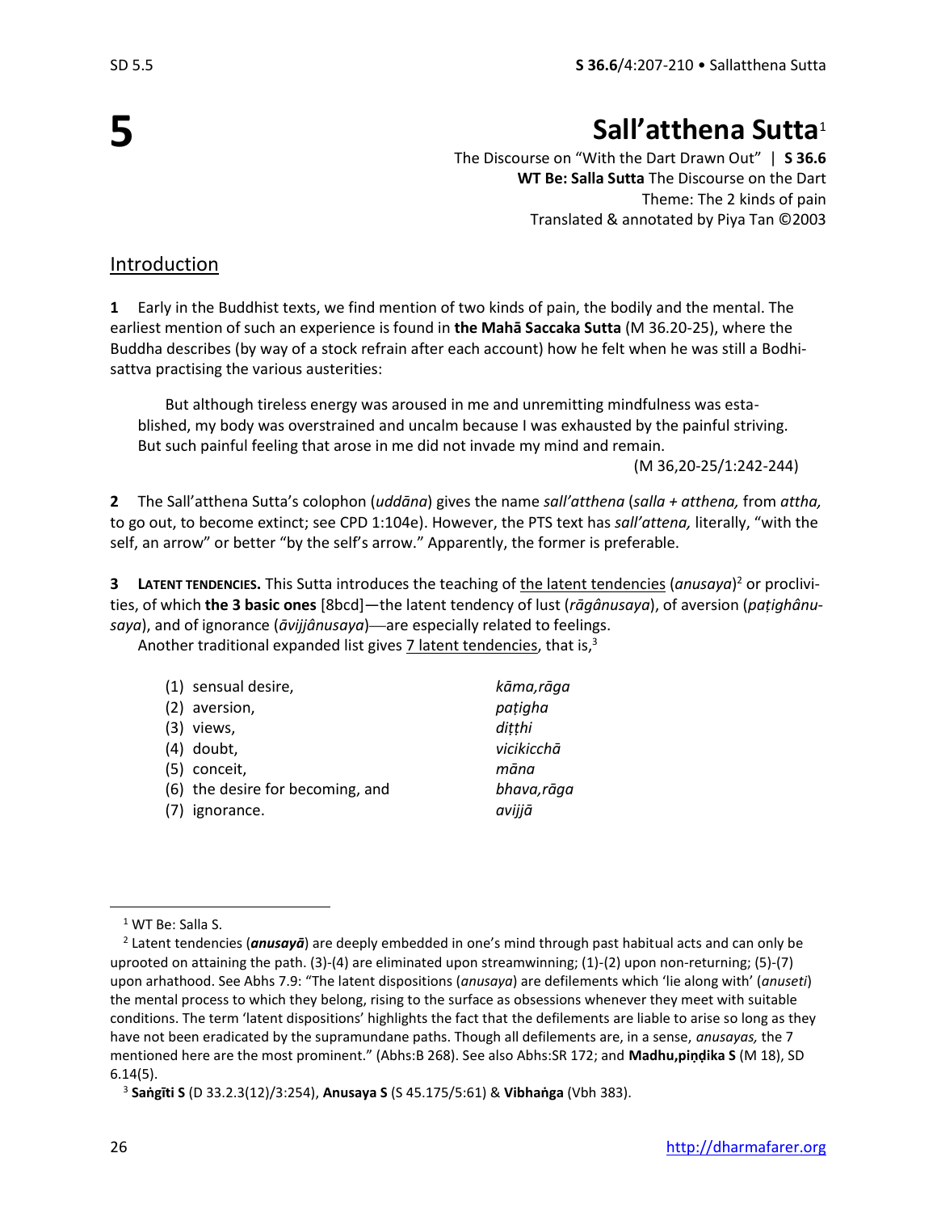# 5

# Sall'atthena Sutta[1]

The Discourse on "With the Dart Drawn Out" | **S 36.6**
**WT Be: Salla Sutta** The Discourse on the Dart
Theme: The 2 kinds of pain
Translated & annotated by Piya Tan ©2003

## Introduction

**1** Early in the Buddhist texts, we find mention of two kinds of pain, the bodily and the mental. The earliest mention of such an experience is found in **the Mahā Saccaka Sutta** (M 36.20-25), where the Buddha describes (by way of a stock refrain after each account) how he felt when he was still a Bodhisattva practising the various austerities:

> But although tireless energy was aroused in me and unremitting mindfulness was established, my body was overstrained and uncalm because I was exhausted by the painful striving. But such painful feeling that arose in me did not invade my mind and remain.
>
> (M 36,20-25/1:242-244)

**2** The Sall'atthena Sutta's colophon (*uddāna*) gives the name *sall'atthena* (*salla + atthena,* from *attha,* to go out, to become extinct; see CPD 1:104e). However, the PTS text has *sall'attena,* literally, "with the self, an arrow" or better "by the self's arrow." Apparently, the former is preferable.

**3** **LATENT TENDENCIES.** This Sutta introduces the teaching of the latent tendencies (*anusaya*)[2] or proclivities, of which **the 3 basic ones** [8bcd]—the latent tendency of lust (*rāgânusaya*), of aversion (*paṭighânusaya*), and of ignorance (*āvijjânusaya*)—are especially related to feelings.

Another traditional expanded list gives 7 latent tendencies, that is,[3]

| | |
|---|---|
| (1) sensual desire, | *kāma,rāga* |
| (2) aversion, | *paṭigha* |
| (3) views, | *diṭṭhi* |
| (4) doubt, | *vicikicchā* |
| (5) conceit, | *māna* |
| (6) the desire for becoming, and | *bhava,rāga* |
| (7) ignorance. | *avijjā* |

---

[1] WT Be: Salla S.

[2] Latent tendencies (***anusayā***) are deeply embedded in one's mind through past habitual acts and can only be uprooted on attaining the path. (3)-(4) are eliminated upon streamwinning; (1)-(2) upon non-returning; (5)-(7) upon arhathood. See Abhs 7.9: "The latent dispositions (*anusaya*) are defilements which 'lie along with' (*anuseti*) the mental process to which they belong, rising to the surface as obsessions whenever they meet with suitable conditions. The term 'latent dispositions' highlights the fact that the defilements are liable to arise so long as they have not been eradicated by the supramundane paths. Though all defilements are, in a sense, *anusayas,* the 7 mentioned here are the most prominent." (Abhs:B 268). See also Abhs:SR 172; and **Madhu,piṇḍika S** (M 18), SD 6.14(5).

[3] **Saṅgīti S** (D 33.2.3(12)/3:254), **Anusaya S** (S 45.175/5:61) & **Vibhaṅga** (Vbh 383).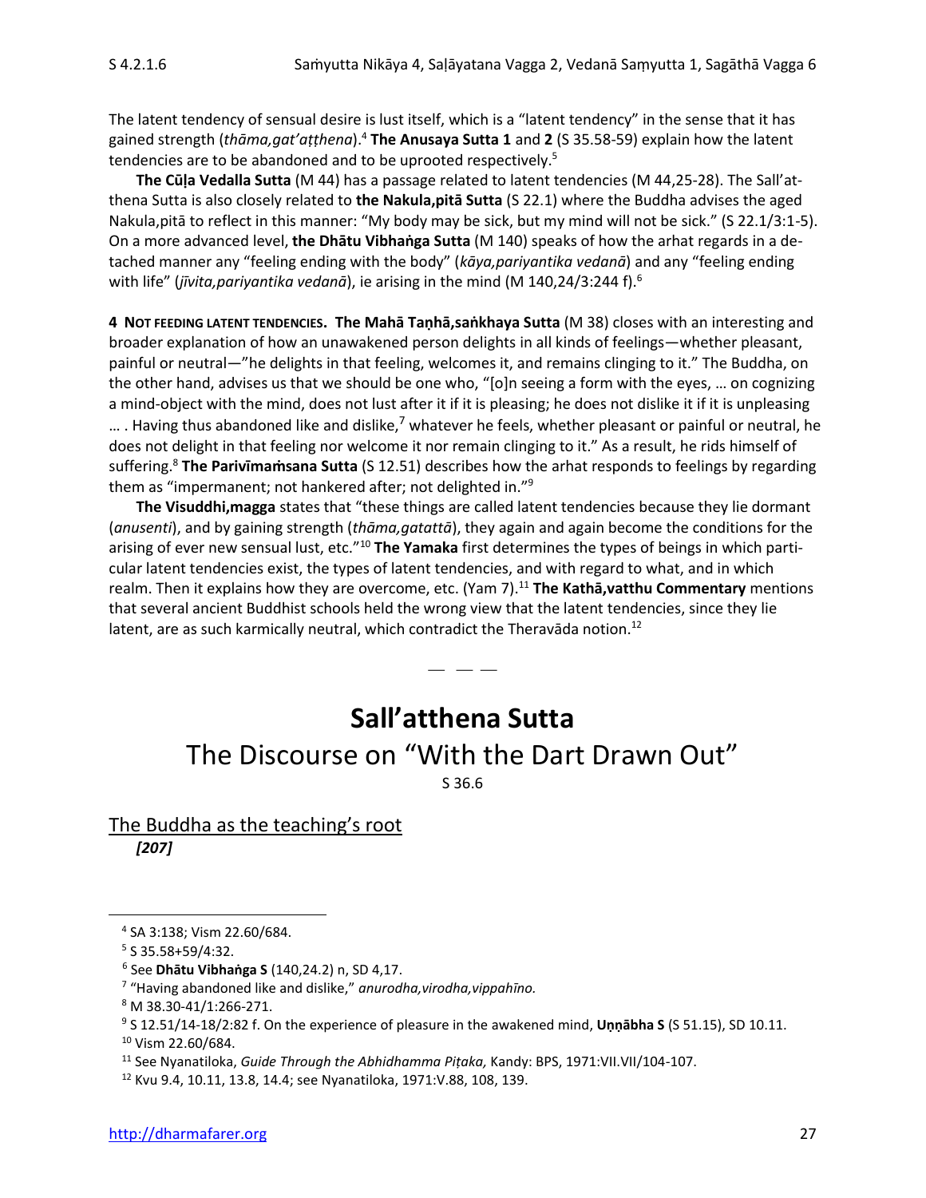The latent tendency of sensual desire is lust itself, which is a "latent tendency" in the sense that it has gained strength (*thāma,gat'aṭṭhena*).[4] **The Anusaya Sutta 1** and **2** (S 35.58-59) explain how the latent tendencies are to be abandoned and to be uprooted respectively.[5]

**The Cūḷa Vedalla Sutta** (M 44) has a passage related to latent tendencies (M 44,25-28). The Sall'atthena Sutta is also closely related to **the Nakula,pitā Sutta** (S 22.1) where the Buddha advises the aged Nakula,pitā to reflect in this manner: "My body may be sick, but my mind will not be sick." (S 22.1/3:1-5). On a more advanced level, **the Dhātu Vibhaṅga Sutta** (M 140) speaks of how the arhat regards in a detached manner any "feeling ending with the body" (*kāya,pariyantika vedanā*) and any "feeling ending with life" (*jīvita,pariyantika vedanā*), ie arising in the mind (M 140,24/3:244 f).[6]

**4 NOT FEEDING LATENT TENDENCIES. The Mahā Taṇhā,saṅkhaya Sutta** (M 38) closes with an interesting and broader explanation of how an unawakened person delights in all kinds of feelings—whether pleasant, painful or neutral—"he delights in that feeling, welcomes it, and remains clinging to it." The Buddha, on the other hand, advises us that we should be one who, "[o]n seeing a form with the eyes, … on cognizing a mind-object with the mind, does not lust after it if it is pleasing; he does not dislike it if it is unpleasing … . Having thus abandoned like and dislike,[7] whatever he feels, whether pleasant or painful or neutral, he does not delight in that feeling nor welcome it nor remain clinging to it." As a result, he rids himself of suffering.[8] **The Parivīmaṁsana Sutta** (S 12.51) describes how the arhat responds to feelings by regarding them as "impermanent; not hankered after; not delighted in."[9]

**The Visuddhi,magga** states that "these things are called latent tendencies because they lie dormant (*anusenti*), and by gaining strength (*thāma,gatattā*), they again and again become the conditions for the arising of ever new sensual lust, etc."[10] **The Yamaka** first determines the types of beings in which particular latent tendencies exist, the types of latent tendencies, and with regard to what, and in which realm. Then it explains how they are overcome, etc. (Yam 7).[11] **The Kathā,vatthu Commentary** mentions that several ancient Buddhist schools held the wrong view that the latent tendencies, since they lie latent, are as such karmically neutral, which contradict the Theravāda notion.[12]

— — —

# Sall'atthena Sutta

## The Discourse on "With the Dart Drawn Out"

S 36.6

<u>The Buddha as the teaching's root</u>

***[207]***

---

[4] SA 3:138; Vism 22.60/684.

[5] S 35.58+59/4:32.

[6] See **Dhātu Vibhaṅga S** (140,24.2) n, SD 4,17.

[7] "Having abandoned like and dislike," *anurodha,virodha,vippahīno.*

[8] M 38.30-41/1:266-271.

[9] S 12.51/14-18/2:82 f. On the experience of pleasure in the awakened mind, **Uṇṇābha S** (S 51.15), SD 10.11.

[10] Vism 22.60/684.

[11] See Nyanatiloka, *Guide Through the Abhidhamma Piṭaka,* Kandy: BPS, 1971:VII.VII/104-107.

[12] Kvu 9.4, 10.11, 13.8, 14.4; see Nyanatiloka, 1971:V.88, 108, 139.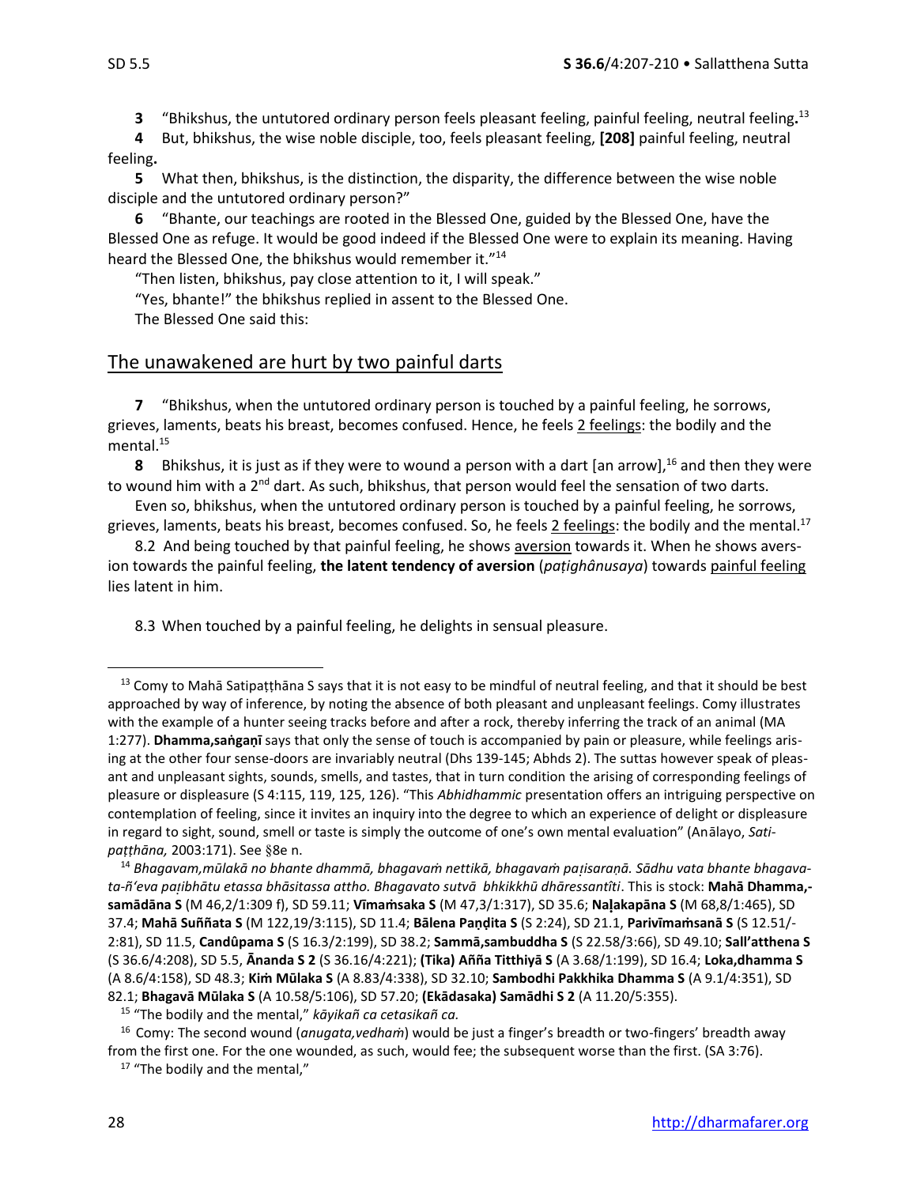**3** "Bhikshus, the untutored ordinary person feels pleasant feeling, painful feeling, neutral feeling**.**[13]

**4** But, bhikshus, the wise noble disciple, too, feels pleasant feeling, **[208]** painful feeling, neutral feeling**.**

**5** What then, bhikshus, is the distinction, the disparity, the difference between the wise noble disciple and the untutored ordinary person?"

**6** "Bhante, our teachings are rooted in the Blessed One, guided by the Blessed One, have the Blessed One as refuge. It would be good indeed if the Blessed One were to explain its meaning. Having heard the Blessed One, the bhikshus would remember it."[14]

"Then listen, bhikshus, pay close attention to it, I will speak."

"Yes, bhante!" the bhikshus replied in assent to the Blessed One.

The Blessed One said this:

## The unawakened are hurt by two painful darts

**7** "Bhikshus, when the untutored ordinary person is touched by a painful feeling, he sorrows, grieves, laments, beats his breast, becomes confused. Hence, he feels 2 feelings: the bodily and the mental.[15]

**8** Bhikshus, it is just as if they were to wound a person with a dart [an arrow],[16] and then they were to wound him with a 2nd dart. As such, bhikshus, that person would feel the sensation of two darts.

Even so, bhikshus, when the untutored ordinary person is touched by a painful feeling, he sorrows, grieves, laments, beats his breast, becomes confused. So, he feels 2 feelings: the bodily and the mental.[17]

8.2 And being touched by that painful feeling, he shows aversion towards it. When he shows aversion towards the painful feeling, **the latent tendency of aversion** (*paṭighânusaya*) towards painful feeling lies latent in him.

8.3 When touched by a painful feeling, he delights in sensual pleasure.

---

[13] Comy to Mahā Satipaṭṭhāna S says that it is not easy to be mindful of neutral feeling, and that it should be best approached by way of inference, by noting the absence of both pleasant and unpleasant feelings. Comy illustrates with the example of a hunter seeing tracks before and after a rock, thereby inferring the track of an animal (MA 1:277). **Dhamma,saṅgaṇī** says that only the sense of touch is accompanied by pain or pleasure, while feelings arising at the other four sense-doors are invariably neutral (Dhs 139-145; Abhds 2). The suttas however speak of pleasant and unpleasant sights, sounds, smells, and tastes, that in turn condition the arising of corresponding feelings of pleasure or displeasure (S 4:115, 119, 125, 126). "This *Abhidhammic* presentation offers an intriguing perspective on contemplation of feeling, since it invites an inquiry into the degree to which an experience of delight or displeasure in regard to sight, sound, smell or taste is simply the outcome of one's own mental evaluation" (Anālayo, *Satipaṭṭhāna,* 2003:171). See §8e n.

[14] *Bhagavam,mūlakā no bhante dhammā, bhagavaṁ nettikā, bhagavaṁ paṭisaraṇā. Sādhu vata bhante bhagavata-ñ'eva paṭibhātu etassa bhāsitassa attho. Bhagavato sutvā bhkikkhū dhāressantîti*. This is stock: **Mahā Dhamma,samādāna S** (M 46,2/1:309 f), SD 59.11; **Vīmaṁsaka S** (M 47,3/1:317), SD 35.6; **Naḷakapāna S** (M 68,8/1:465), SD 37.4; **Mahā Suññata S** (M 122,19/3:115), SD 11.4; **Bālena Paṇḍita S** (S 2:24), SD 21.1, **Parivīmaṁsanā S** (S 12.51/2:81), SD 11.5, **Candûpama S** (S 16.3/2:199), SD 38.2; **Sammā,sambuddha S** (S 22.58/3:66), SD 49.10; **Sall'atthena S** (S 36.6/4:208), SD 5.5, **Ānanda S 2** (S 36.16/4:221); **(Tika) Añña Titthiyā S** (A 3.68/1:199), SD 16.4; **Loka,dhamma S** (A 8.6/4:158), SD 48.3; **Kiṁ Mūlaka S** (A 8.83/4:338), SD 32.10; **Sambodhi Pakkhika Dhamma S** (A 9.1/4:351), SD 82.1; **Bhagavā Mūlaka S** (A 10.58/5:106), SD 57.20; **(Ekādasaka) Samādhi S 2** (A 11.20/5:355).

[15] "The bodily and the mental," *kāyikañ ca cetasikañ ca.*

[16] Comy: The second wound (*anugata,vedhaṁ*) would be just a finger's breadth or two-fingers' breadth away from the first one. For the one wounded, as such, would fee; the subsequent worse than the first. (SA 3:76).

[17] "The bodily and the mental,"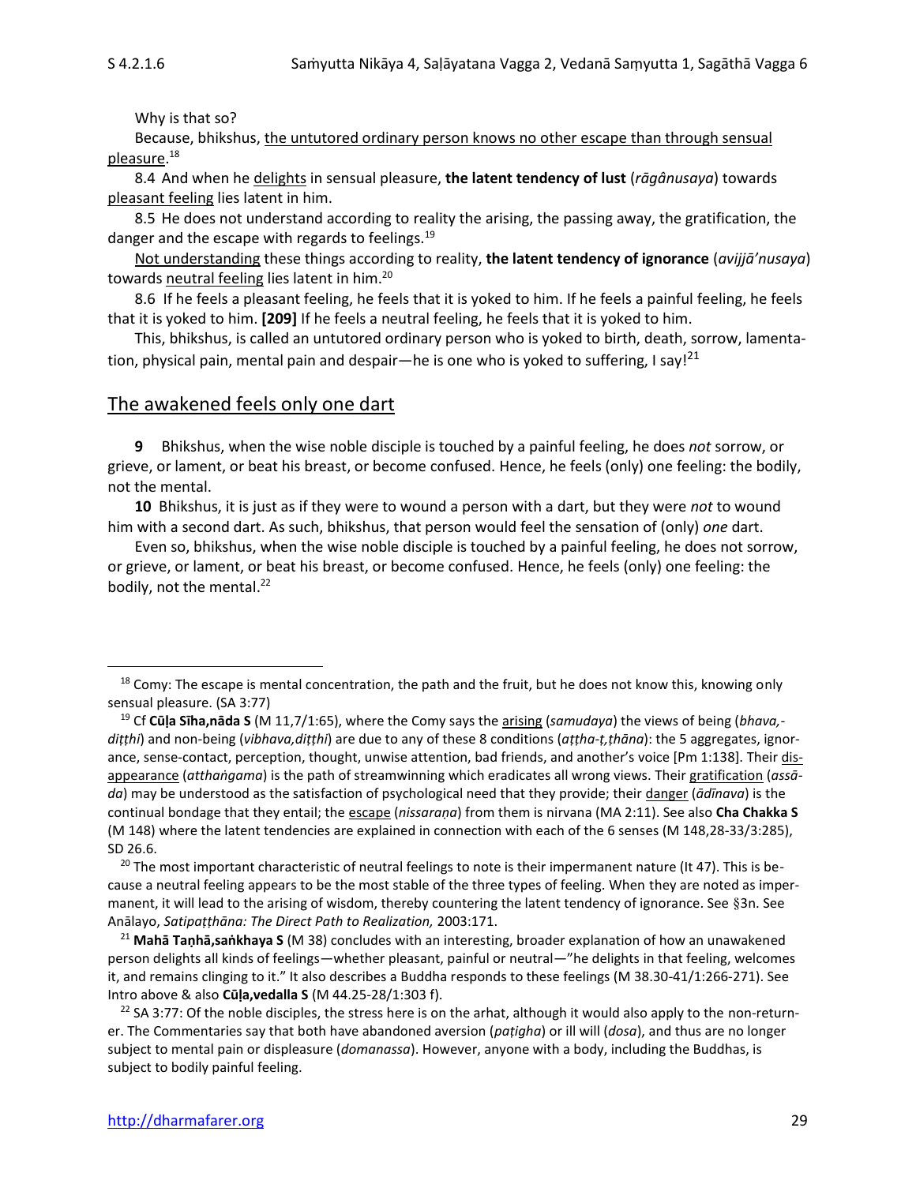Why is that so?

Because, bhikshus, the untutored ordinary person knows no other escape than through sensual pleasure.[18]

8.4 And when he delights in sensual pleasure, **the latent tendency of lust** (*rāgânusaya*) towards pleasant feeling lies latent in him.

8.5 He does not understand according to reality the arising, the passing away, the gratification, the danger and the escape with regards to feelings.[19]

Not understanding these things according to reality, **the latent tendency of ignorance** (*avijjā'nusaya*) towards neutral feeling lies latent in him.[20]

8.6 If he feels a pleasant feeling, he feels that it is yoked to him. If he feels a painful feeling, he feels that it is yoked to him. **[209]** If he feels a neutral feeling, he feels that it is yoked to him.

This, bhikshus, is called an untutored ordinary person who is yoked to birth, death, sorrow, lamentation, physical pain, mental pain and despair—he is one who is yoked to suffering, I say![21]

## The awakened feels only one dart

**9** Bhikshus, when the wise noble disciple is touched by a painful feeling, he does *not* sorrow, or grieve, or lament, or beat his breast, or become confused. Hence, he feels (only) one feeling: the bodily, not the mental.

**10** Bhikshus, it is just as if they were to wound a person with a dart, but they were *not* to wound him with a second dart. As such, bhikshus, that person would feel the sensation of (only) *one* dart.

Even so, bhikshus, when the wise noble disciple is touched by a painful feeling, he does not sorrow, or grieve, or lament, or beat his breast, or become confused. Hence, he feels (only) one feeling: the bodily, not the mental.[22]

---

[18] Comy: The escape is mental concentration, the path and the fruit, but he does not know this, knowing only sensual pleasure. (SA 3:77)

[19] Cf **Cūḷa Sīha,nāda S** (M 11,7/1:65), where the Comy says the arising (*samudaya*) the views of being (*bhava,-diṭṭhi*) and non-being (*vibhava,diṭṭhi*) are due to any of these 8 conditions (*aṭṭha-ṭ,ṭhāna*): the 5 aggregates, ignorance, sense-contact, perception, thought, unwise attention, bad friends, and another's voice [Pm 1:138]. Their disappearance (*atthaṅgama*) is the path of streamwinning which eradicates all wrong views. Their gratification (*assāda*) may be understood as the satisfaction of psychological need that they provide; their danger (*ādīnava*) is the continual bondage that they entail; the escape (*nissaraṇa*) from them is nirvana (MA 2:11). See also **Cha Chakka S** (M 148) where the latent tendencies are explained in connection with each of the 6 senses (M 148,28-33/3:285), SD 26.6.

[20] The most important characteristic of neutral feelings to note is their impermanent nature (It 47). This is because a neutral feeling appears to be the most stable of the three types of feeling. When they are noted as impermanent, it will lead to the arising of wisdom, thereby countering the latent tendency of ignorance. See §3n. See Anālayo, *Satipaṭṭhāna: The Direct Path to Realization,* 2003:171.

[21] **Mahā Taṇhā,saṅkhaya S** (M 38) concludes with an interesting, broader explanation of how an unawakened person delights all kinds of feelings—whether pleasant, painful or neutral—"he delights in that feeling, welcomes it, and remains clinging to it." It also describes a Buddha responds to these feelings (M 38.30-41/1:266-271). See Intro above & also **Cūḷa,vedalla S** (M 44.25-28/1:303 f).

[22] SA 3:77: Of the noble disciples, the stress here is on the arhat, although it would also apply to the non-returner. The Commentaries say that both have abandoned aversion (*paṭigha*) or ill will (*dosa*), and thus are no longer subject to mental pain or displeasure (*domanassa*). However, anyone with a body, including the Buddhas, is subject to bodily painful feeling.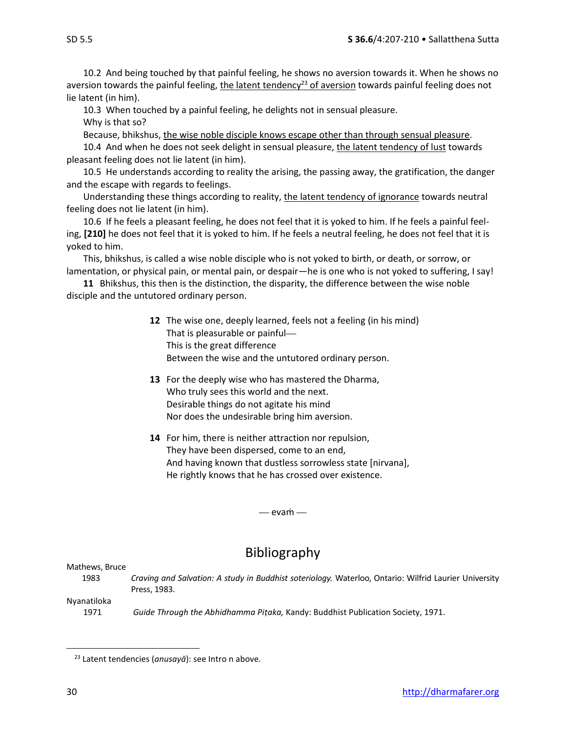10.2 And being touched by that painful feeling, he shows no aversion towards it. When he shows no aversion towards the painful feeling, the latent tendency[23] of aversion towards painful feeling does not lie latent (in him).

10.3 When touched by a painful feeling, he delights not in sensual pleasure.

Why is that so?

Because, bhikshus, the wise noble disciple knows escape other than through sensual pleasure.

10.4 And when he does not seek delight in sensual pleasure, the latent tendency of lust towards pleasant feeling does not lie latent (in him).

10.5 He understands according to reality the arising, the passing away, the gratification, the danger and the escape with regards to feelings.

Understanding these things according to reality, the latent tendency of ignorance towards neutral feeling does not lie latent (in him).

10.6 If he feels a pleasant feeling, he does not feel that it is yoked to him. If he feels a painful feeling, **[210]** he does not feel that it is yoked to him. If he feels a neutral feeling, he does not feel that it is yoked to him.

This, bhikshus, is called a wise noble disciple who is not yoked to birth, or death, or sorrow, or lamentation, or physical pain, or mental pain, or despair—he is one who is not yoked to suffering, I say!

**11** Bhikshus, this then is the distinction, the disparity, the difference between the wise noble disciple and the untutored ordinary person.

**12** The wise one, deeply learned, feels not a feeling (in his mind)
That is pleasurable or painful—
This is the great difference
Between the wise and the untutored ordinary person.

**13** For the deeply wise who has mastered the Dharma,
Who truly sees this world and the next.
Desirable things do not agitate his mind
Nor does the undesirable bring him aversion.

**14** For him, there is neither attraction nor repulsion,
They have been dispersed, come to an end,
And having known that dustless sorrowless state [nirvana],
He rightly knows that he has crossed over existence.

— evaṁ —

## Bibliography

Mathews, Bruce
1983 *Craving and Salvation: A study in Buddhist soteriology.* Waterloo, Ontario: Wilfrid Laurier University Press, 1983.

Nyanatiloka
1971 *Guide Through the Abhidhamma Piṭaka,* Kandy: Buddhist Publication Society, 1971.

---

[23] Latent tendencies (*anusayā*): see Intro n above.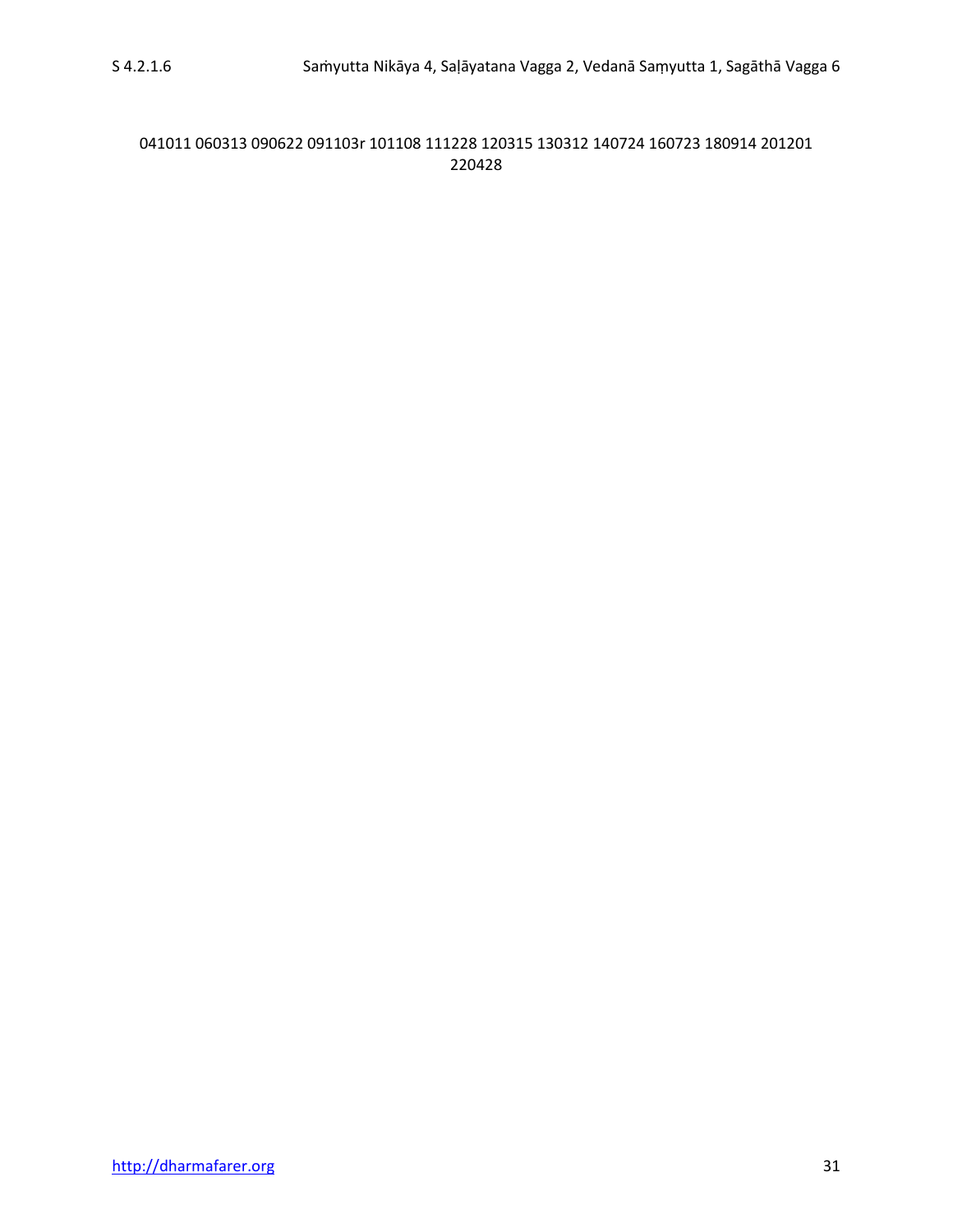041011 060313 090622 091103r 101108 111228 120315 130312 140724 160723 180914 201201 220428